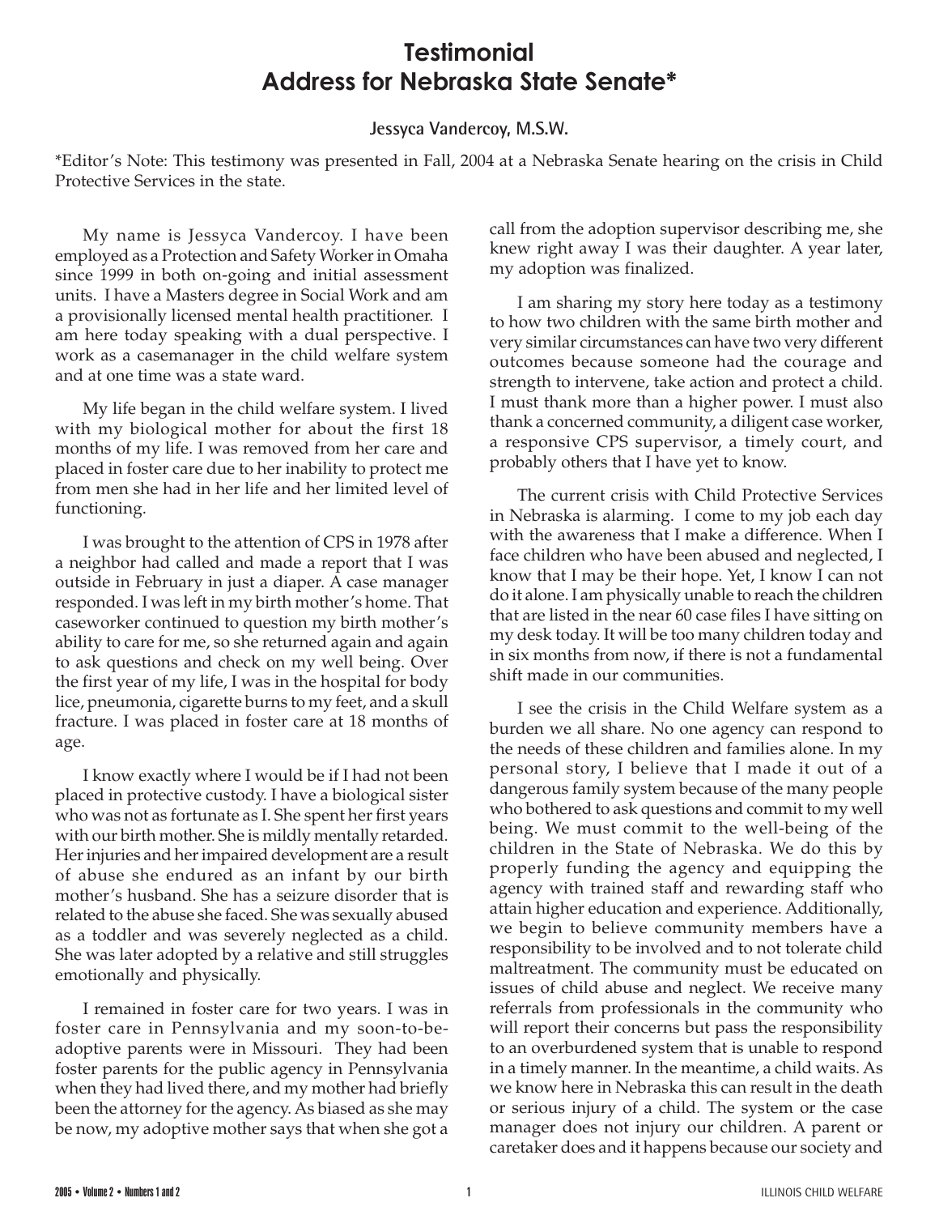# Testimonial
# Address for Nebraska State Senate*

**Jessyca Vandercoy, M.S.W.**

*Editor's Note: This testimony was presented in Fall, 2004 at a Nebraska Senate hearing on the crisis in Child Protective Services in the state.

My name is Jessyca Vandercoy. I have been employed as a Protection and Safety Worker in Omaha since 1999 in both on-going and initial assessment units. I have a Masters degree in Social Work and am a provisionally licensed mental health practitioner. I am here today speaking with a dual perspective. I work as a casemanager in the child welfare system and at one time was a state ward.

My life began in the child welfare system. I lived with my biological mother for about the first 18 months of my life. I was removed from her care and placed in foster care due to her inability to protect me from men she had in her life and her limited level of functioning.

I was brought to the attention of CPS in 1978 after a neighbor had called and made a report that I was outside in February in just a diaper. A case manager responded. I was left in my birth mother's home. That caseworker continued to question my birth mother's ability to care for me, so she returned again and again to ask questions and check on my well being. Over the first year of my life, I was in the hospital for body lice, pneumonia, cigarette burns to my feet, and a skull fracture. I was placed in foster care at 18 months of age.

I know exactly where I would be if I had not been placed in protective custody. I have a biological sister who was not as fortunate as I. She spent her first years with our birth mother. She is mildly mentally retarded. Her injuries and her impaired development are a result of abuse she endured as an infant by our birth mother's husband. She has a seizure disorder that is related to the abuse she faced. She was sexually abused as a toddler and was severely neglected as a child. She was later adopted by a relative and still struggles emotionally and physically.

I remained in foster care for two years. I was in foster care in Pennsylvania and my soon-to-be-adoptive parents were in Missouri. They had been foster parents for the public agency in Pennsylvania when they had lived there, and my mother had briefly been the attorney for the agency. As biased as she may be now, my adoptive mother says that when she got a call from the adoption supervisor describing me, she knew right away I was their daughter. A year later, my adoption was finalized.

I am sharing my story here today as a testimony to how two children with the same birth mother and very similar circumstances can have two very different outcomes because someone had the courage and strength to intervene, take action and protect a child. I must thank more than a higher power. I must also thank a concerned community, a diligent case worker, a responsive CPS supervisor, a timely court, and probably others that I have yet to know.

The current crisis with Child Protective Services in Nebraska is alarming. I come to my job each day with the awareness that I make a difference. When I face children who have been abused and neglected, I know that I may be their hope. Yet, I know I can not do it alone. I am physically unable to reach the children that are listed in the near 60 case files I have sitting on my desk today. It will be too many children today and in six months from now, if there is not a fundamental shift made in our communities.

I see the crisis in the Child Welfare system as a burden we all share. No one agency can respond to the needs of these children and families alone. In my personal story, I believe that I made it out of a dangerous family system because of the many people who bothered to ask questions and commit to my well being. We must commit to the well-being of the children in the State of Nebraska. We do this by properly funding the agency and equipping the agency with trained staff and rewarding staff who attain higher education and experience. Additionally, we begin to believe community members have a responsibility to be involved and to not tolerate child maltreatment. The community must be educated on issues of child abuse and neglect. We receive many referrals from professionals in the community who will report their concerns but pass the responsibility to an overburdened system that is unable to respond in a timely manner. In the meantime, a child waits. As we know here in Nebraska this can result in the death or serious injury of a child. The system or the case manager does not injury our children. A parent or caretaker does and it happens because our society and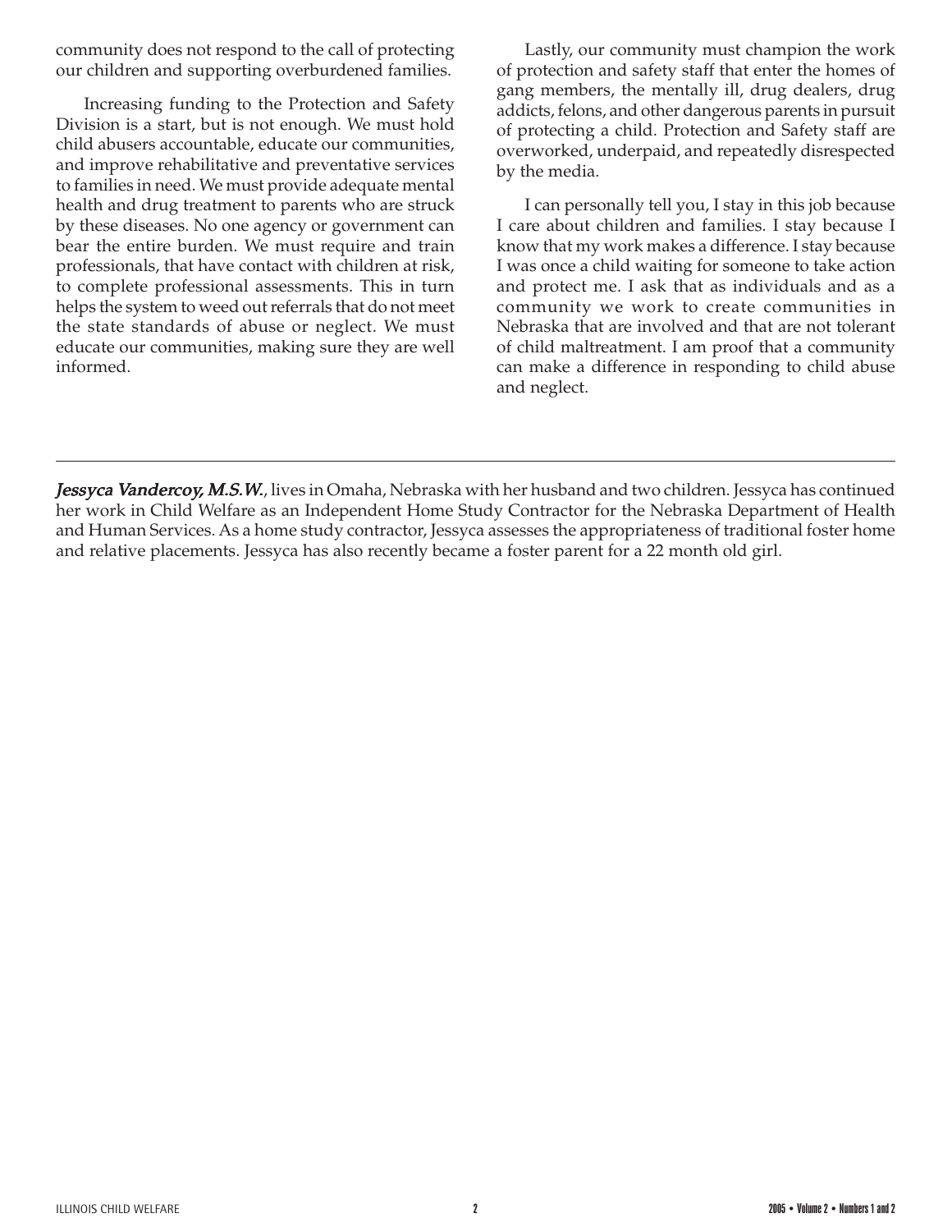community does not respond to the call of protecting our children and supporting overburdened families.

Increasing funding to the Protection and Safety Division is a start, but is not enough. We must hold child abusers accountable, educate our communities, and improve rehabilitative and preventative services to families in need. We must provide adequate mental health and drug treatment to parents who are struck by these diseases. No one agency or government can bear the entire burden. We must require and train professionals, that have contact with children at risk, to complete professional assessments. This in turn helps the system to weed out referrals that do not meet the state standards of abuse or neglect. We must educate our communities, making sure they are well informed.

Lastly, our community must champion the work of protection and safety staff that enter the homes of gang members, the mentally ill, drug dealers, drug addicts, felons, and other dangerous parents in pursuit of protecting a child. Protection and Safety staff are overworked, underpaid, and repeatedly disrespected by the media.

I can personally tell you, I stay in this job because I care about children and families. I stay because I know that my work makes a difference. I stay because I was once a child waiting for someone to take action and protect me. I ask that as individuals and as a community we work to create communities in Nebraska that are involved and that are not tolerant of child maltreatment. I am proof that a community can make a difference in responding to child abuse and neglect.

---

***Jessyca Vandercoy, M.S.W.***, lives in Omaha, Nebraska with her husband and two children. Jessyca has continued her work in Child Welfare as an Independent Home Study Contractor for the Nebraska Department of Health and Human Services. As a home study contractor, Jessyca assesses the appropriateness of traditional foster home and relative placements. Jessyca has also recently became a foster parent for a 22 month old girl.